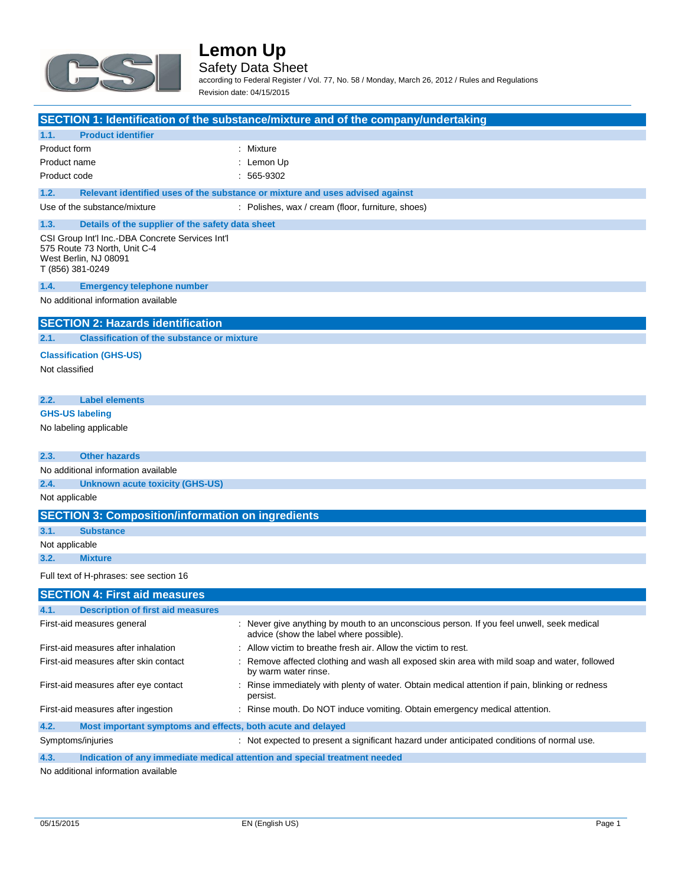# Lemon Up

## Safety Data Sheet

according to Federal Register / Vol. 77, No. 58 / Monday, March 26, 2012 / Rules and Regulations

Revision date: 04/15/2015

## SECTION 1: Identification of the substance/mixture and of the company/undertaking

### 1.1. Product identifier

| | |
|---|---|
| Product form | : Mixture |
| Product name | : Lemon Up |
| Product code | : 565-9302 |

### 1.2. Relevant identified uses of the substance or mixture and uses advised against

| | |
|---|---|
| Use of the substance/mixture | : Polishes, wax / cream (floor, furniture, shoes) |

### 1.3. Details of the supplier of the safety data sheet

CSI Group Int'l Inc.-DBA Concrete Services Int'l
575 Route 73 North, Unit C-4
West Berlin, NJ 08091
T (856) 381-0249

### 1.4. Emergency telephone number

No additional information available

## SECTION 2: Hazards identification

### 2.1. Classification of the substance or mixture

**Classification (GHS-US)**

Not classified

### 2.2. Label elements

**GHS-US labeling**

No labeling applicable

### 2.3. Other hazards

No additional information available

### 2.4. Unknown acute toxicity (GHS-US)

Not applicable

## SECTION 3: Composition/information on ingredients

### 3.1. Substance

Not applicable

### 3.2. Mixture

Full text of H-phrases: see section 16

## SECTION 4: First aid measures

### 4.1. Description of first aid measures

| | |
|---|---|
| First-aid measures general | : Never give anything by mouth to an unconscious person. If you feel unwell, seek medical advice (show the label where possible). |
| First-aid measures after inhalation | : Allow victim to breathe fresh air. Allow the victim to rest. |
| First-aid measures after skin contact | : Remove affected clothing and wash all exposed skin area with mild soap and water, followed by warm water rinse. |
| First-aid measures after eye contact | : Rinse immediately with plenty of water. Obtain medical attention if pain, blinking or redness persist. |
| First-aid measures after ingestion | : Rinse mouth. Do NOT induce vomiting. Obtain emergency medical attention. |

### 4.2. Most important symptoms and effects, both acute and delayed

| | |
|---|---|
| Symptoms/injuries | : Not expected to present a significant hazard under anticipated conditions of normal use. |

### 4.3. Indication of any immediate medical attention and special treatment needed

No additional information available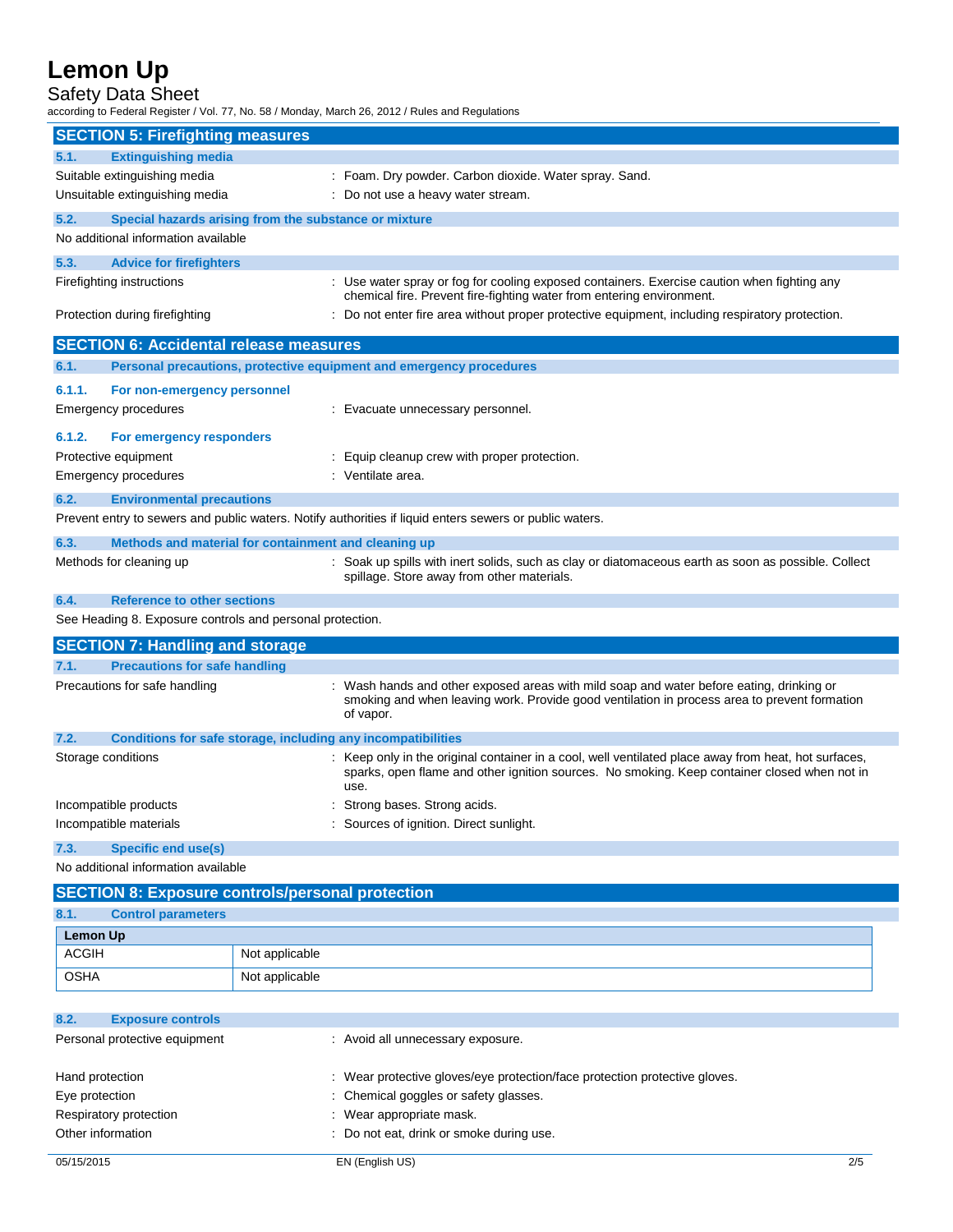## SECTION 5: Firefighting measures

### 5.1. Extinguishing media

Suitable extinguishing media : Foam. Dry powder. Carbon dioxide. Water spray. Sand.

Unsuitable extinguishing media : Do not use a heavy water stream.

### 5.2. Special hazards arising from the substance or mixture

No additional information available

### 5.3. Advice for firefighters

Firefighting instructions : Use water spray or fog for cooling exposed containers. Exercise caution when fighting any chemical fire. Prevent fire-fighting water from entering environment.

Protection during firefighting : Do not enter fire area without proper protective equipment, including respiratory protection.

## SECTION 6: Accidental release measures

### 6.1. Personal precautions, protective equipment and emergency procedures

#### 6.1.1. For non-emergency personnel

Emergency procedures : Evacuate unnecessary personnel.

#### 6.1.2. For emergency responders

Protective equipment : Equip cleanup crew with proper protection.

Emergency procedures : Ventilate area.

### 6.2. Environmental precautions

Prevent entry to sewers and public waters. Notify authorities if liquid enters sewers or public waters.

### 6.3. Methods and material for containment and cleaning up

Methods for cleaning up : Soak up spills with inert solids, such as clay or diatomaceous earth as soon as possible. Collect spillage. Store away from other materials.

### 6.4. Reference to other sections

See Heading 8. Exposure controls and personal protection.

## SECTION 7: Handling and storage

### 7.1. Precautions for safe handling

Precautions for safe handling : Wash hands and other exposed areas with mild soap and water before eating, drinking or smoking and when leaving work. Provide good ventilation in process area to prevent formation of vapor.

### 7.2. Conditions for safe storage, including any incompatibilities

Storage conditions : Keep only in the original container in a cool, well ventilated place away from heat, hot surfaces, sparks, open flame and other ignition sources. No smoking. Keep container closed when not in use.

Incompatible products : Strong bases. Strong acids.

Incompatible materials : Sources of ignition. Direct sunlight.

### 7.3. Specific end use(s)

No additional information available

## SECTION 8: Exposure controls/personal protection

### 8.1. Control parameters

| Lemon Up | |
|---|---|
| ACGIH | Not applicable |
| OSHA | Not applicable |

### 8.2. Exposure controls

Personal protective equipment : Avoid all unnecessary exposure.

Hand protection : Wear protective gloves/eye protection/face protection protective gloves.

Eye protection : Chemical goggles or safety glasses.

Respiratory protection : Wear appropriate mask.

Other information : Do not eat, drink or smoke during use.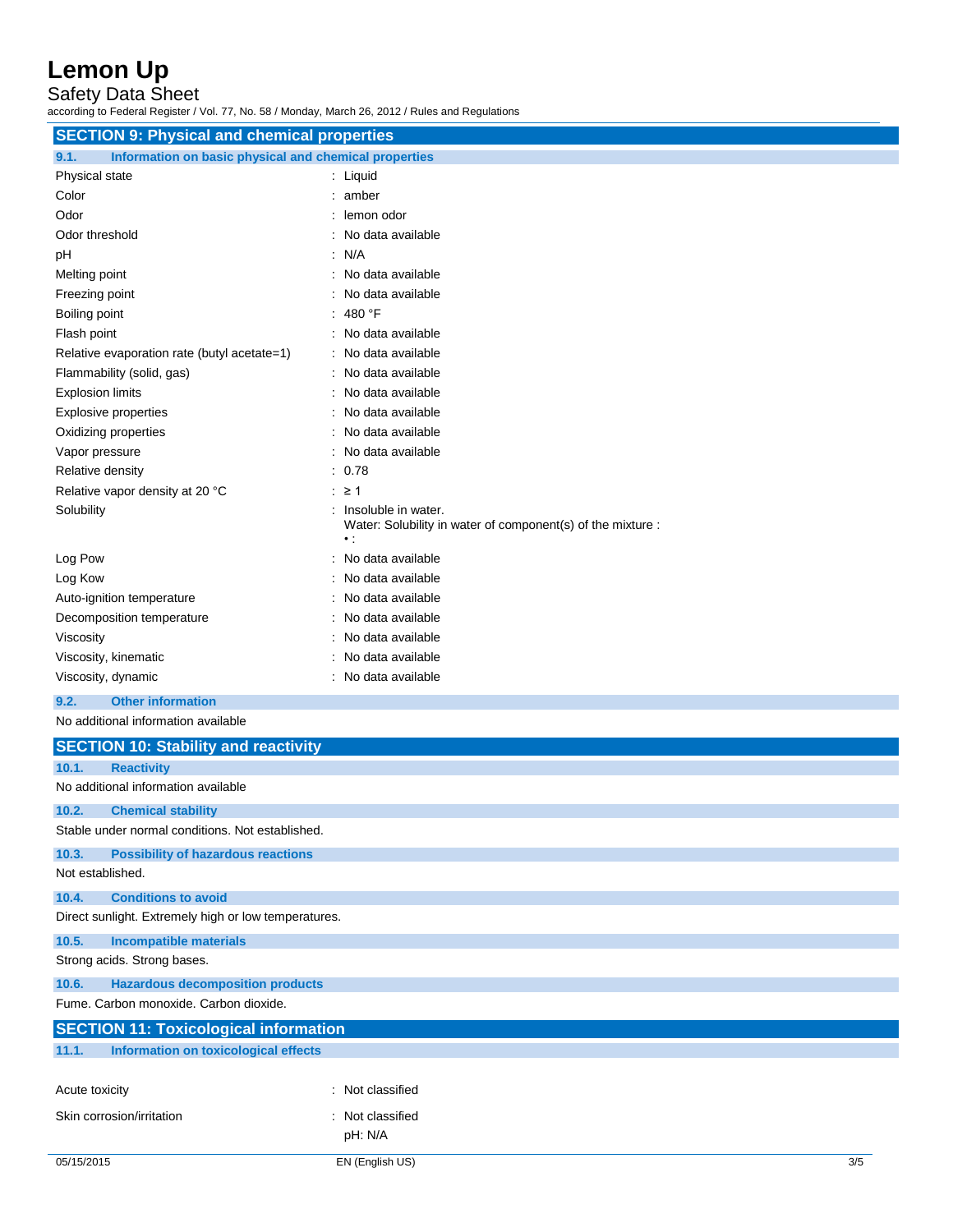## SECTION 9: Physical and chemical properties

### 9.1. Information on basic physical and chemical properties

| Property | Value |
|---|---|
| Physical state | Liquid |
| Color | amber |
| Odor | lemon odor |
| Odor threshold | No data available |
| pH | N/A |
| Melting point | No data available |
| Freezing point | No data available |
| Boiling point | 480 °F |
| Flash point | No data available |
| Relative evaporation rate (butyl acetate=1) | No data available |
| Flammability (solid, gas) | No data available |
| Explosion limits | No data available |
| Explosive properties | No data available |
| Oxidizing properties | No data available |
| Vapor pressure | No data available |
| Relative density | 0.78 |
| Relative vapor density at 20 °C | ≥ 1 |
| Solubility | Insoluble in water. Water: Solubility in water of component(s) of the mixture : • : |
| Log Pow | No data available |
| Log Kow | No data available |
| Auto-ignition temperature | No data available |
| Decomposition temperature | No data available |
| Viscosity | No data available |
| Viscosity, kinematic | No data available |
| Viscosity, dynamic | No data available |

### 9.2. Other information

No additional information available

## SECTION 10: Stability and reactivity

### 10.1. Reactivity

No additional information available

### 10.2. Chemical stability

Stable under normal conditions. Not established.

### 10.3. Possibility of hazardous reactions

Not established.

### 10.4. Conditions to avoid

Direct sunlight. Extremely high or low temperatures.

### 10.5. Incompatible materials

Strong acids. Strong bases.

### 10.6. Hazardous decomposition products

Fume. Carbon monoxide. Carbon dioxide.

## SECTION 11: Toxicological information

### 11.1. Information on toxicological effects

| Effect | Classification |
|---|---|
| Acute toxicity | Not classified |
| Skin corrosion/irritation | Not classified<br>pH: N/A |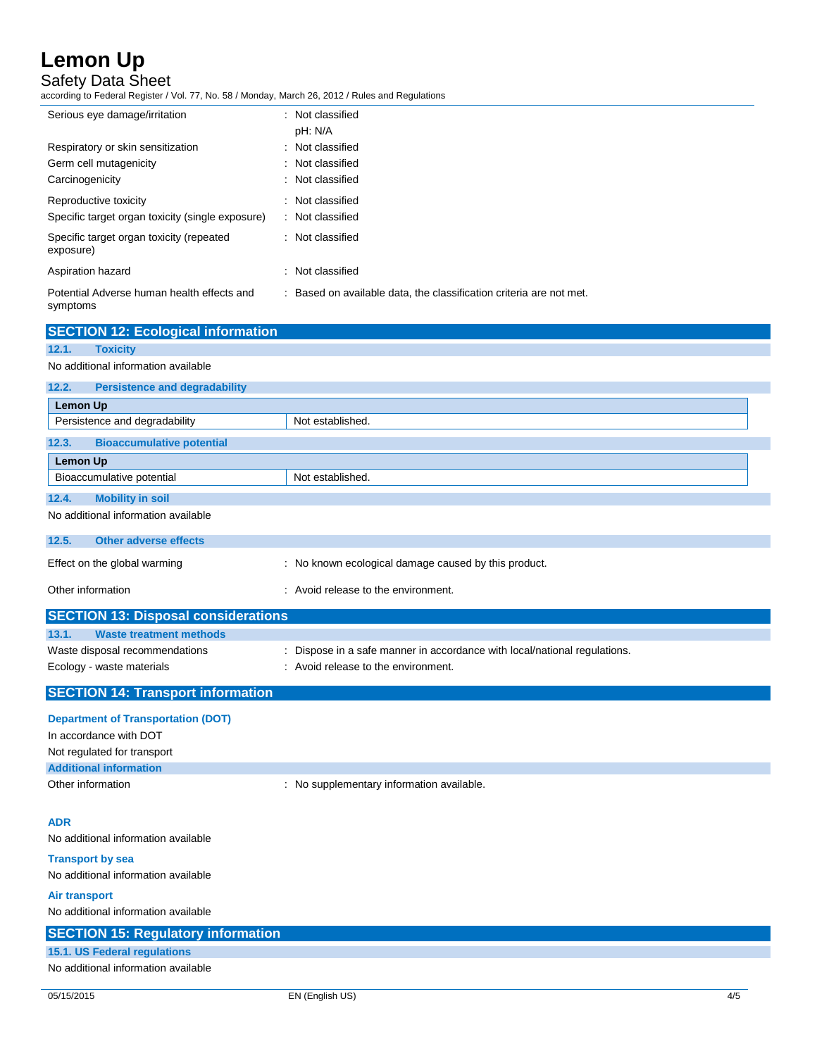| | |
|---|---|
| Serious eye damage/irritation | : Not classified<br>pH: N/A |
| Respiratory or skin sensitization | : Not classified |
| Germ cell mutagenicity | : Not classified |
| Carcinogenicity | : Not classified |
| Reproductive toxicity | : Not classified |
| Specific target organ toxicity (single exposure) | : Not classified |
| Specific target organ toxicity (repeated exposure) | : Not classified |
| Aspiration hazard | : Not classified |
| Potential Adverse human health effects and symptoms | : Based on available data, the classification criteria are not met. |

## SECTION 12: Ecological information

### 12.1. Toxicity

No additional information available

### 12.2. Persistence and degradability

| Lemon Up | |
|---|---|
| Persistence and degradability | Not established. |

### 12.3. Bioaccumulative potential

| Lemon Up | |
|---|---|
| Bioaccumulative potential | Not established. |

### 12.4. Mobility in soil

No additional information available

### 12.5. Other adverse effects

| | |
|---|---|
| Effect on the global warming | : No known ecological damage caused by this product. |
| Other information | : Avoid release to the environment. |

## SECTION 13: Disposal considerations

### 13.1. Waste treatment methods

| | |
|---|---|
| Waste disposal recommendations | : Dispose in a safe manner in accordance with local/national regulations. |
| Ecology - waste materials | : Avoid release to the environment. |

## SECTION 14: Transport information

### Department of Transportation (DOT)

In accordance with DOT

Not regulated for transport

### Additional information

Other information : No supplementary information available.

### ADR

No additional information available

### Transport by sea

No additional information available

### Air transport

No additional information available

## SECTION 15: Regulatory information

### 15.1. US Federal regulations

No additional information available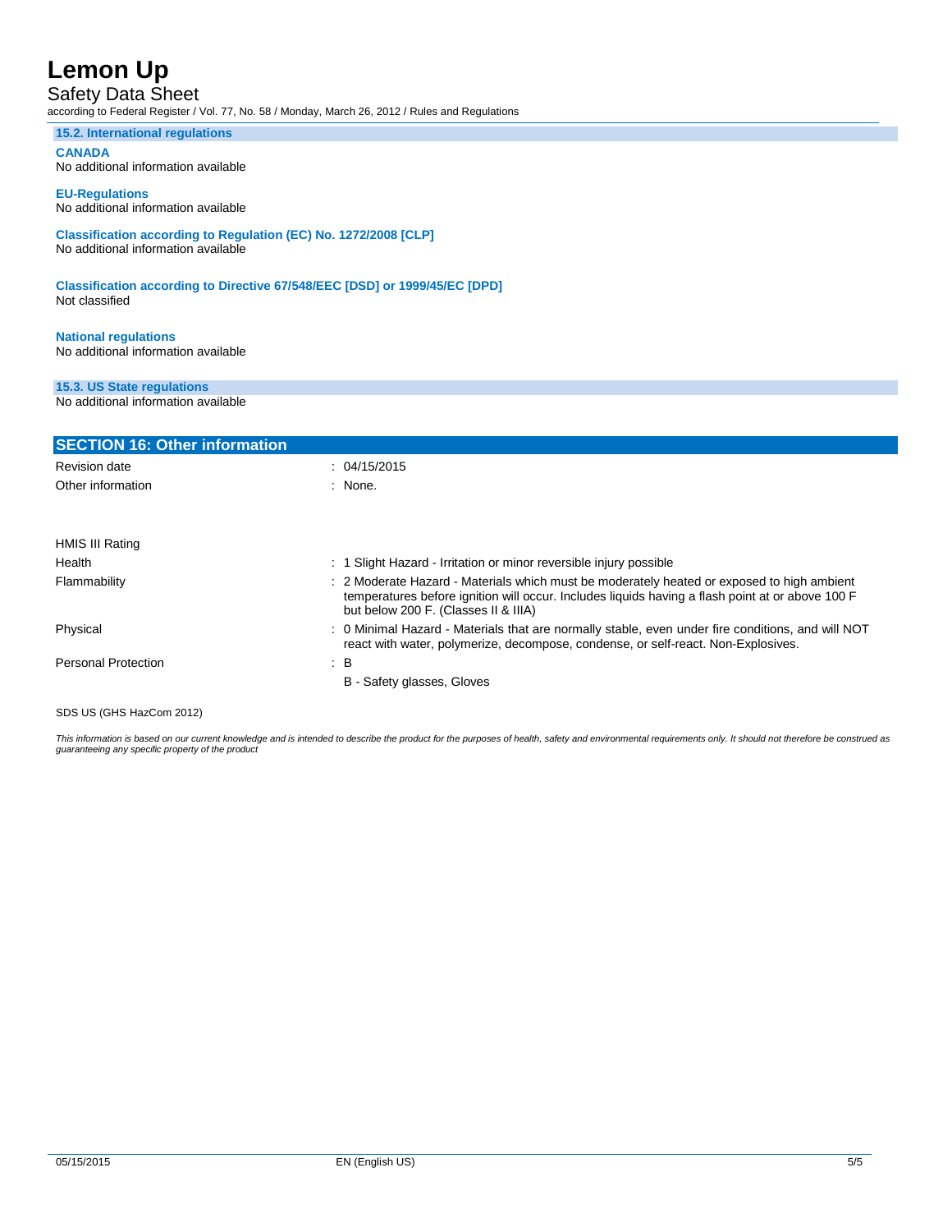### 15.2. International regulations

**CANADA**

No additional information available

**EU-Regulations**

No additional information available

**Classification according to Regulation (EC) No. 1272/2008 [CLP]**

No additional information available

**Classification according to Directive 67/548/EEC [DSD] or 1999/45/EC [DPD]**

Not classified

**National regulations**

No additional information available

### 15.3. US State regulations

No additional information available

## SECTION 16: Other information

| | |
|---|---|
| Revision date | : 04/15/2015 |
| Other information | : None. |

| | |
|---|---|
| HMIS III Rating | |
| Health | : 1 Slight Hazard - Irritation or minor reversible injury possible |
| Flammability | : 2 Moderate Hazard - Materials which must be moderately heated or exposed to high ambient temperatures before ignition will occur. Includes liquids having a flash point at or above 100 F but below 200 F. (Classes II & IIIA) |
| Physical | : 0 Minimal Hazard - Materials that are normally stable, even under fire conditions, and will NOT react with water, polymerize, decompose, condense, or self-react. Non-Explosives. |
| Personal Protection | : B<br>B - Safety glasses, Gloves |

SDS US (GHS HazCom 2012)

*This information is based on our current knowledge and is intended to describe the product for the purposes of health, safety and environmental requirements only. It should not therefore be construed as guaranteeing any specific property of the product*